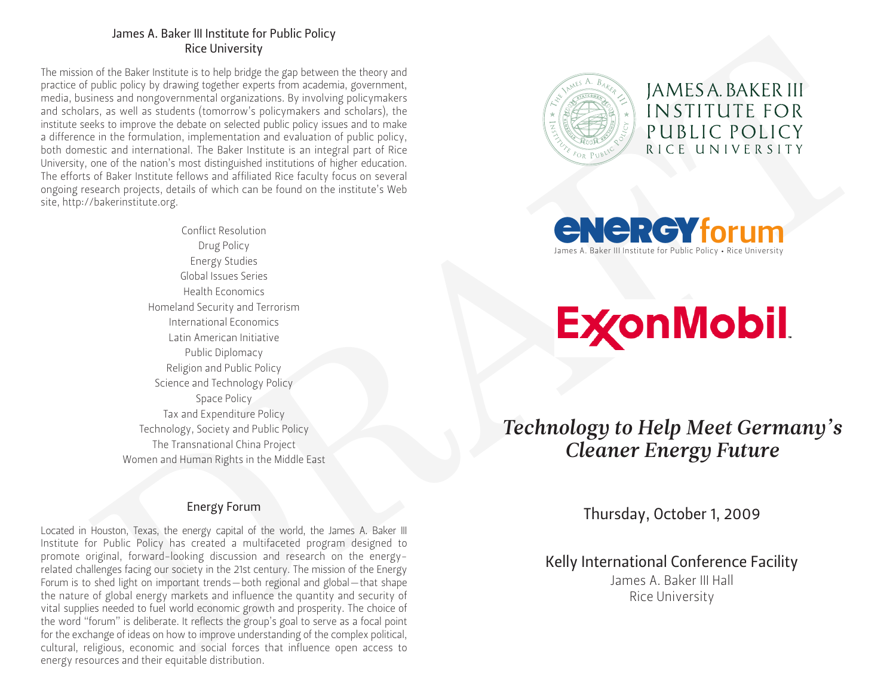## James A. Baker III Institute for Public Policy
## Rice University

The mission of the Baker Institute is to help bridge the gap between the theory and practice of public policy by drawing together experts from academia, government, media, business and nongovernmental organizations. By involving policymakers and scholars, as well as students (tomorrow's policymakers and scholars), the institute seeks to improve the debate on selected public policy issues and to make a difference in the formulation, implementation and evaluation of public policy, both domestic and international. The Baker Institute is an integral part of Rice University, one of the nation's most distinguished institutions of higher education. The efforts of Baker Institute fellows and affiliated Rice faculty focus on several ongoing research projects, details of which can be found on the institute's Web site, http://bakerinstitute.org.

Conflict Resolution
Drug Policy
Energy Studies
Global Issues Series
Health Economics
Homeland Security and Terrorism
International Economics
Latin American Initiative
Public Diplomacy
Religion and Public Policy
Science and Technology Policy
Space Policy
Tax and Expenditure Policy
Technology, Society and Public Policy
The Transnational China Project
Women and Human Rights in the Middle East

## Energy Forum

Located in Houston, Texas, the energy capital of the world, the James A. Baker III Institute for Public Policy has created a multifaceted program designed to promote original, forward-looking discussion and research on the energy-related challenges facing our society in the 21st century. The mission of the Energy Forum is to shed light on important trends—both regional and global—that shape the nature of global energy markets and influence the quantity and security of vital supplies needed to fuel world economic growth and prosperity. The choice of the word "forum" is deliberate. It reflects the group's goal to serve as a focal point for the exchange of ideas on how to improve understanding of the complex political, cultural, religious, economic and social forces that influence open access to energy resources and their equitable distribution.

JAMES A. BAKER III
INSTITUTE FOR
PUBLIC POLICY
RICE UNIVERSITY

**energy forum**
James A. Baker III Institute for Public Policy • Rice University

**ExxonMobil**

# *Technology to Help Meet Germany's Cleaner Energy Future*

Thursday, October 1, 2009

Kelly International Conference Facility
James A. Baker III Hall
Rice University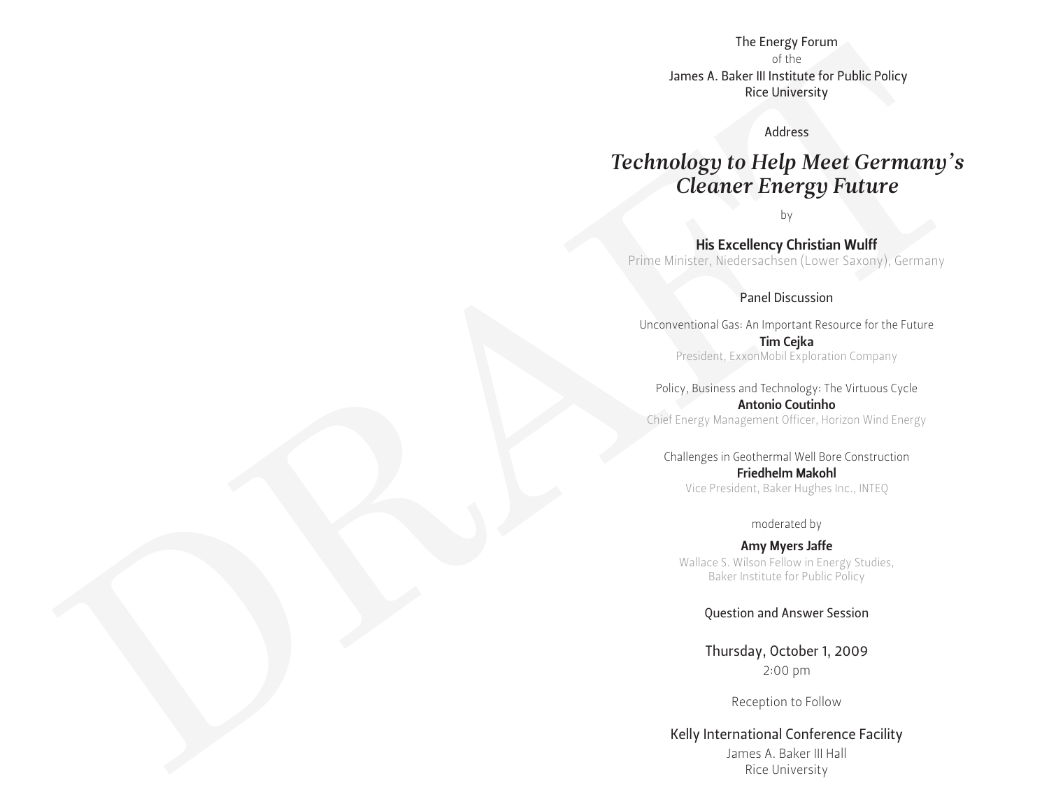The Energy Forum
of the
James A. Baker III Institute for Public Policy
Rice University

Address

# *Technology to Help Meet Germany's Cleaner Energy Future*

by

**His Excellency Christian Wulff**
Prime Minister, Niedersachsen (Lower Saxony), Germany

## Panel Discussion

Unconventional Gas: An Important Resource for the Future
**Tim Cejka**
President, ExxonMobil Exploration Company

Policy, Business and Technology: The Virtuous Cycle
**Antonio Coutinho**
Chief Energy Management Officer, Horizon Wind Energy

Challenges in Geothermal Well Bore Construction
**Friedhelm Makohl**
Vice President, Baker Hughes Inc., INTEQ

moderated by

**Amy Myers Jaffe**
Wallace S. Wilson Fellow in Energy Studies,
Baker Institute for Public Policy

## Question and Answer Session

Thursday, October 1, 2009
2:00 pm

Reception to Follow

Kelly International Conference Facility
James A. Baker III Hall
Rice University

DRAFT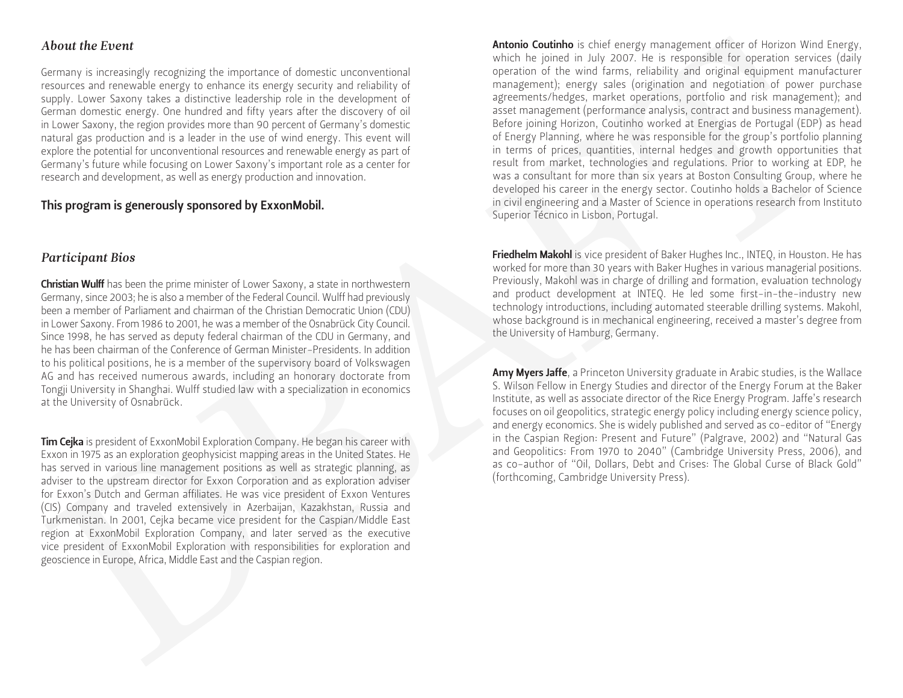### *About the Event*

Germany is increasingly recognizing the importance of domestic unconventional resources and renewable energy to enhance its energy security and reliability of supply. Lower Saxony takes a distinctive leadership role in the development of German domestic energy. One hundred and fifty years after the discovery of oil in Lower Saxony, the region provides more than 90 percent of Germany's domestic natural gas production and is a leader in the use of wind energy. This event will explore the potential for unconventional resources and renewable energy as part of Germany's future while focusing on Lower Saxony's important role as a center for research and development, as well as energy production and innovation.

**This program is generously sponsored by ExxonMobil.**

### *Participant Bios*

**Christian Wulff** has been the prime minister of Lower Saxony, a state in northwestern Germany, since 2003; he is also a member of the Federal Council. Wulff had previously been a member of Parliament and chairman of the Christian Democratic Union (CDU) in Lower Saxony. From 1986 to 2001, he was a member of the Osnabrück City Council. Since 1998, he has served as deputy federal chairman of the CDU in Germany, and he has been chairman of the Conference of German Minister-Presidents. In addition to his political positions, he is a member of the supervisory board of Volkswagen AG and has received numerous awards, including an honorary doctorate from Tongji University in Shanghai. Wulff studied law with a specialization in economics at the University of Osnabrück.

**Tim Cejka** is president of ExxonMobil Exploration Company. He began his career with Exxon in 1975 as an exploration geophysicist mapping areas in the United States. He has served in various line management positions as well as strategic planning, as adviser to the upstream director for Exxon Corporation and as exploration adviser for Exxon's Dutch and German affiliates. He was vice president of Exxon Ventures (CIS) Company and traveled extensively in Azerbaijan, Kazakhstan, Russia and Turkmenistan. In 2001, Cejka became vice president for the Caspian/Middle East region at ExxonMobil Exploration Company, and later served as the executive vice president of ExxonMobil Exploration with responsibilities for exploration and geoscience in Europe, Africa, Middle East and the Caspian region.

**Antonio Coutinho** is chief energy management officer of Horizon Wind Energy, which he joined in July 2007. He is responsible for operation services (daily operation of the wind farms, reliability and original equipment manufacturer management); energy sales (origination and negotiation of power purchase agreements/hedges, market operations, portfolio and risk management); and asset management (performance analysis, contract and business management). Before joining Horizon, Coutinho worked at Energias de Portugal (EDP) as head of Energy Planning, where he was responsible for the group's portfolio planning in terms of prices, quantities, internal hedges and growth opportunities that result from market, technologies and regulations. Prior to working at EDP, he was a consultant for more than six years at Boston Consulting Group, where he developed his career in the energy sector. Coutinho holds a Bachelor of Science in civil engineering and a Master of Science in operations research from Instituto Superior Técnico in Lisbon, Portugal.

**Friedhelm Makohl** is vice president of Baker Hughes Inc., INTEQ, in Houston. He has worked for more than 30 years with Baker Hughes in various managerial positions. Previously, Makohl was in charge of drilling and formation, evaluation technology and product development at INTEQ. He led some first-in-the-industry new technology introductions, including automated steerable drilling systems. Makohl, whose background is in mechanical engineering, received a master's degree from the University of Hamburg, Germany.

**Amy Myers Jaffe**, a Princeton University graduate in Arabic studies, is the Wallace S. Wilson Fellow in Energy Studies and director of the Energy Forum at the Baker Institute, as well as associate director of the Rice Energy Program. Jaffe's research focuses on oil geopolitics, strategic energy policy including energy science policy, and energy economics. She is widely published and served as co-editor of "Energy in the Caspian Region: Present and Future" (Palgrave, 2002) and "Natural Gas and Geopolitics: From 1970 to 2040" (Cambridge University Press, 2006), and as co-author of "Oil, Dollars, Debt and Crises: The Global Curse of Black Gold" (forthcoming, Cambridge University Press).